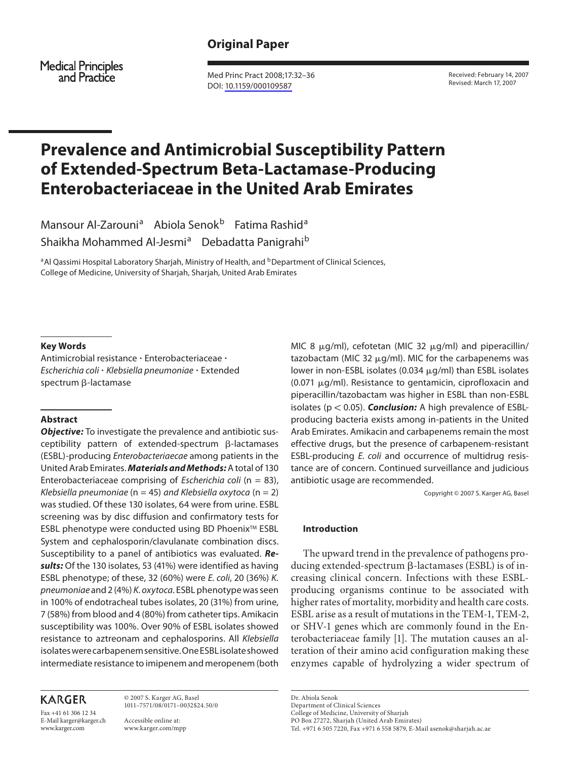Original Paper

# Prevalence and Antimicrobial Susceptibility Pattern of Extended-Spectrum Beta-Lactamase-Producing Enterobacteriaceae in the United Arab Emirates

Mansour Al-Zarouni[a] Abiola Senok[b] Fatima Rashid[a] Shaikha Mohammed Al-Jesmi[a] Debadatta Panigrahi[b]

[a]Al Qassimi Hospital Laboratory Sharjah, Ministry of Health, and [b]Department of Clinical Sciences, College of Medicine, University of Sharjah, Sharjah, United Arab Emirates

Received: February 14, 2007
Revised: March 17, 2007

### Key Words

Antimicrobial resistance · Enterobacteriaceae · *Escherichia coli* · *Klebsiella pneumoniae* · Extended spectrum β-lactamase

### Abstract

***Objective:*** To investigate the prevalence and antibiotic susceptibility pattern of extended-spectrum β-lactamases (ESBL)-producing *Enterobacteriaceae* among patients in the United Arab Emirates. ***Materials and Methods:*** A total of 130 Enterobacteriaceae comprising of *Escherichia coli* (n = 83), *Klebsiella pneumoniae* (n = 45) *and Klebsiella oxytoca* (n = 2) was studied. Of these 130 isolates, 64 were from urine. ESBL screening was by disc diffusion and confirmatory tests for ESBL phenotype were conducted using BD Phoenix™ ESBL System and cephalosporin/clavulanate combination discs. Susceptibility to a panel of antibiotics was evaluated. ***Results:*** Of the 130 isolates, 53 (41%) were identified as having ESBL phenotype; of these, 32 (60%) were *E. coli*, 20 (36%) *K. pneumoniae* and 2 (4%) *K. oxytoca*. ESBL phenotype was seen in 100% of endotracheal tubes isolates, 20 (31%) from urine, 7 (58%) from blood and 4 (80%) from catheter tips. Amikacin susceptibility was 100%. Over 90% of ESBL isolates showed resistance to aztreonam and cephalosporins. All *Klebsiella* isolates were carbapenem sensitive. One ESBL isolate showed intermediate resistance to imipenem and meropenem (both MIC 8 μg/ml), cefotetan (MIC 32 μg/ml) and piperacillin/tazobactam (MIC 32 μg/ml). MIC for the carbapenems was lower in non-ESBL isolates (0.034 μg/ml) than ESBL isolates (0.071 μg/ml). Resistance to gentamicin, ciprofloxacin and piperacillin/tazobactam was higher in ESBL than non-ESBL isolates ($p < 0.05$). ***Conclusion:*** A high prevalence of ESBL-producing bacteria exists among in-patients in the United Arab Emirates. Amikacin and carbapenems remain the most effective drugs, but the presence of carbapenem-resistant ESBL-producing *E. coli* and occurrence of multidrug resistance are of concern. Continued surveillance and judicious antibiotic usage are recommended.

Copyright © 2007 S. Karger AG, Basel

### Introduction

The upward trend in the prevalence of pathogens producing extended-spectrum β-lactamases (ESBL) is of increasing clinical concern. Infections with these ESBL-producing organisms continue to be associated with higher rates of mortality, morbidity and health care costs. ESBL arise as a result of mutations in the TEM-1, TEM-2, or SHV-1 genes which are commonly found in the Enterobacteriaceae family [1]. The mutation causes an alteration of their amino acid configuration making these enzymes capable of hydrolyzing a wider spectrum of

KARGER

Fax +41 61 306 12 34
E-Mail karger@karger.ch
www.karger.com

© 2007 S. Karger AG, Basel
1011–7571/08/0171–0032$24.50/0

Accessible online at:
www.karger.com/mpp

Dr. Abiola Senok
Department of Clinical Sciences
College of Medicine, University of Sharjah
PO Box 27272, Sharjah (United Arab Emirates)
Tel. +971 6 505 7220, Fax +971 6 558 5879, E-Mail asenok@sharjah.ac.ae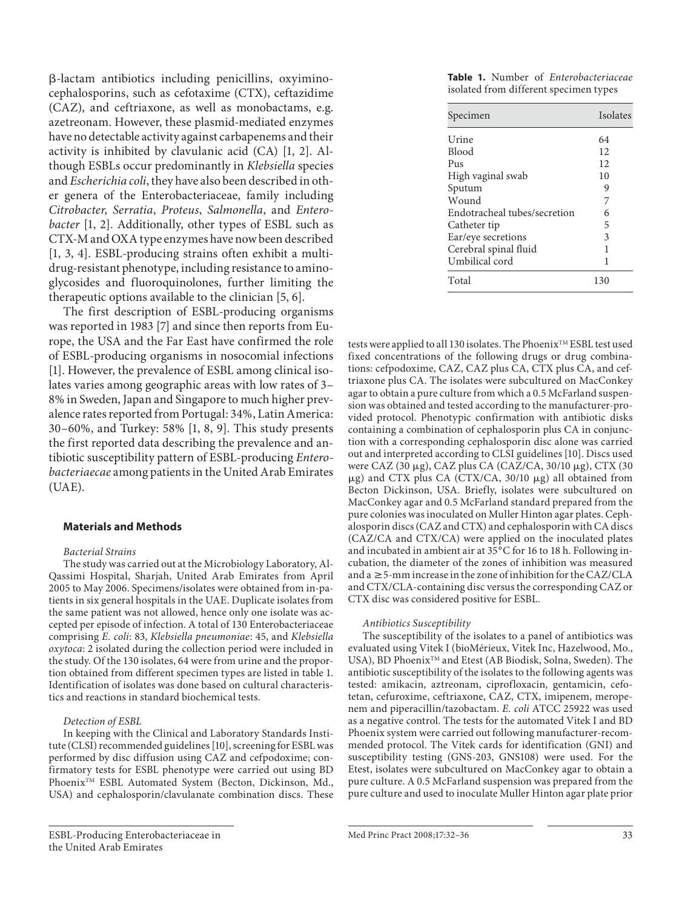β-lactam antibiotics including penicillins, oxyimino-cephalosporins, such as cefotaxime (CTX), ceftazidime (CAZ), and ceftriaxone, as well as monobactams, e.g. azetreonam. However, these plasmid-mediated enzymes have no detectable activity against carbapenems and their activity is inhibited by clavulanic acid (CA) [1, 2]. Although ESBLs occur predominantly in *Klebsiella* species and *Escherichia coli*, they have also been described in other genera of the Enterobacteriaceae, family including *Citrobacter*, *Serratia*, *Proteus*, *Salmonella*, and *Enterobacter* [1, 2]. Additionally, other types of ESBL such as CTX-M and OXA type enzymes have now been described [1, 3, 4]. ESBL-producing strains often exhibit a multidrug-resistant phenotype, including resistance to aminoglycosides and fluoroquinolones, further limiting the therapeutic options available to the clinician [5, 6].

The first description of ESBL-producing organisms was reported in 1983 [7] and since then reports from Europe, the USA and the Far East have confirmed the role of ESBL-producing organisms in nosocomial infections [1]. However, the prevalence of ESBL among clinical isolates varies among geographic areas with low rates of 3–8% in Sweden, Japan and Singapore to much higher prevalence rates reported from Portugal: 34%, Latin America: 30–60%, and Turkey: 58% [1, 8, 9]. This study presents the first reported data describing the prevalence and antibiotic susceptibility pattern of ESBL-producing *Enterobacteriaecae* among patients in the United Arab Emirates (UAE).

## Materials and Methods

### *Bacterial Strains*

The study was carried out at the Microbiology Laboratory, Al-Qassimi Hospital, Sharjah, United Arab Emirates from April 2005 to May 2006. Specimens/isolates were obtained from in-patients in six general hospitals in the UAE. Duplicate isolates from the same patient was not allowed, hence only one isolate was accepted per episode of infection. A total of 130 Enterobacteriaceae comprising *E. coli*: 83, *Klebsiella pneumoniae*: 45, and *Klebsiella oxytoca*: 2 isolated during the collection period were included in the study. Of the 130 isolates, 64 were from urine and the proportion obtained from different specimen types are listed in table 1. Identification of isolates was done based on cultural characteristics and reactions in standard biochemical tests.

**Table 1.** Number of *Enterobacteriaceae* isolated from different specimen types

| Specimen | Isolates |
|---|---|
| Urine | 64 |
| Blood | 12 |
| Pus | 12 |
| High vaginal swab | 10 |
| Sputum | 9 |
| Wound | 7 |
| Endotracheal tubes/secretion | 6 |
| Catheter tip | 5 |
| Ear/eye secretions | 3 |
| Cerebral spinal fluid | 1 |
| Umbilical cord | 1 |
| Total | 130 |

### *Detection of ESBL*

In keeping with the Clinical and Laboratory Standards Institute (CLSI) recommended guidelines [10], screening for ESBL was performed by disc diffusion using CAZ and cefpodoxime; confirmatory tests for ESBL phenotype were carried out using BD Phoenix™ ESBL Automated System (Becton, Dickinson, Md., USA) and cephalosporin/clavulanate combination discs. These tests were applied to all 130 isolates. The Phoenix™ ESBL test used fixed concentrations of the following drugs or drug combinations: cefpodoxime, CAZ, CAZ plus CA, CTX plus CA, and ceftriaxone plus CA. The isolates were subcultured on MacConkey agar to obtain a pure culture from which a 0.5 McFarland suspension was obtained and tested according to the manufacturer-provided protocol. Phenotypic confirmation with antibiotic disks containing a combination of cephalosporin plus CA in conjunction with a corresponding cephalosporin disc alone was carried out and interpreted according to CLSI guidelines [10]. Discs used were CAZ (30 μg), CAZ plus CA (CAZ/CA, 30/10 μg), CTX (30 μg) and CTX plus CA (CTX/CA, 30/10 μg) all obtained from Becton Dickinson, USA. Briefly, isolates were subcultured on MacConkey agar and 0.5 McFarland standard prepared from the pure colonies was inoculated on Muller Hinton agar plates. Cephalosporin discs (CAZ and CTX) and cephalosporin with CA discs (CAZ/CA and CTX/CA) were applied on the inoculated plates and incubated in ambient air at 35°C for 16 to 18 h. Following incubation, the diameter of the zones of inhibition was measured and a ≥5-mm increase in the zone of inhibition for the CAZ/CLA and CTX/CLA-containing disc versus the corresponding CAZ or CTX disc was considered positive for ESBL.

### *Antibiotics Susceptibility*

The susceptibility of the isolates to a panel of antibiotics was evaluated using Vitek I (bioMérieux, Vitek Inc, Hazelwood, Mo., USA), BD Phoenix™ and Etest (AB Biodisk, Solna, Sweden). The antibiotic susceptibility of the isolates to the following agents was tested: amikacin, aztreonam, ciprofloxacin, gentamicin, cefotetan, cefuroxime, ceftriaxone, CAZ, CTX, imipenem, meropenem and piperacillin/tazobactam. *E. coli* ATCC 25922 was used as a negative control. The tests for the automated Vitek I and BD Phoenix system were carried out following manufacturer-recommended protocol. The Vitek cards for identification (GNI) and susceptibility testing (GNS-203, GNS108) were used. For the Etest, isolates were subcultured on MacConkey agar to obtain a pure culture. A 0.5 McFarland suspension was prepared from the pure culture and used to inoculate Muller Hinton agar plate prior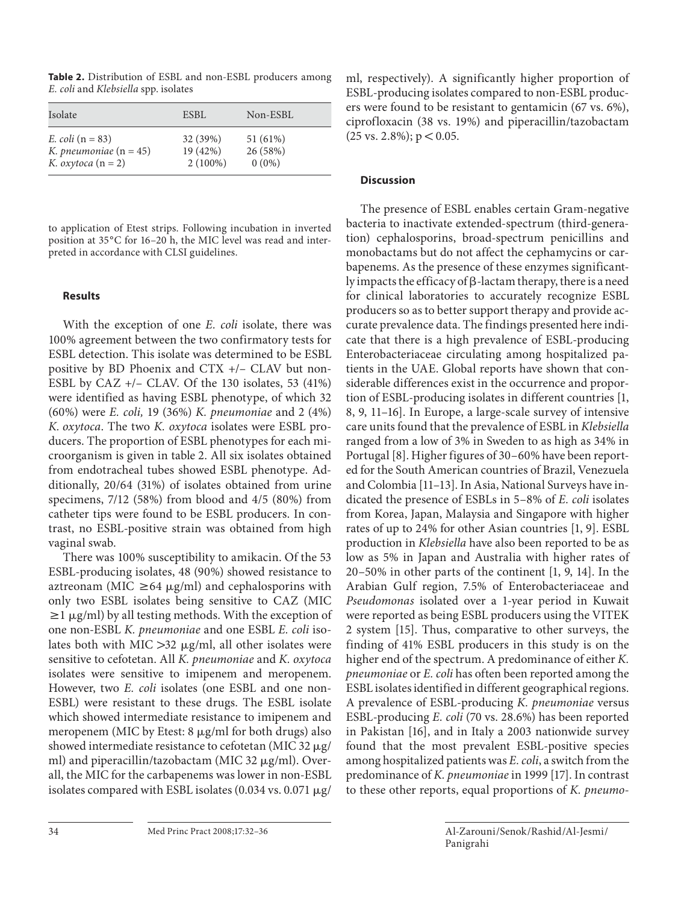**Table 2.** Distribution of ESBL and non-ESBL producers among *E. coli* and *Klebsiella* spp. isolates

| Isolate | ESBL | Non-ESBL |
|---|---|---|
| *E. coli* (n = 83) | 32 (39%) | 51 (61%) |
| *K. pneumoniae* (n = 45) | 19 (42%) | 26 (58%) |
| *K. oxytoca* (n = 2) | 2 (100%) | 0 (0%) |

to application of Etest strips. Following incubation in inverted position at 35°C for 16–20 h, the MIC level was read and interpreted in accordance with CLSI guidelines.

### Results

With the exception of one *E. coli* isolate, there was 100% agreement between the two confirmatory tests for ESBL detection. This isolate was determined to be ESBL positive by BD Phoenix and CTX +/– CLAV but non-ESBL by CAZ +/– CLAV. Of the 130 isolates, 53 (41%) were identified as having ESBL phenotype, of which 32 (60%) were *E. coli,* 19 (36%) *K. pneumoniae* and 2 (4%) *K. oxytoca*. The two *K. oxytoca* isolates were ESBL producers. The proportion of ESBL phenotypes for each microorganism is given in table 2. All six isolates obtained from endotracheal tubes showed ESBL phenotype. Additionally, 20/64 (31%) of isolates obtained from urine specimens, 7/12 (58%) from blood and 4/5 (80%) from catheter tips were found to be ESBL producers. In contrast, no ESBL-positive strain was obtained from high vaginal swab.

There was 100% susceptibility to amikacin. Of the 53 ESBL-producing isolates, 48 (90%) showed resistance to aztreonam (MIC $\geq$64 μg/ml) and cephalosporins with only two ESBL isolates being sensitive to CAZ (MIC $\geq$1 μg/ml) by all testing methods. With the exception of one non-ESBL *K. pneumoniae* and one ESBL *E. coli* isolates both with MIC >32 μg/ml, all other isolates were sensitive to cefotetan. All *K. pneumoniae* and *K. oxytoca* isolates were sensitive to imipenem and meropenem. However, two *E. coli* isolates (one ESBL and one non-ESBL) were resistant to these drugs. The ESBL isolate which showed intermediate resistance to imipenem and meropenem (MIC by Etest: 8 μg/ml for both drugs) also showed intermediate resistance to cefotetan (MIC 32 μg/ml) and piperacillin/tazobactam (MIC 32 μg/ml). Overall, the MIC for the carbapenems was lower in non-ESBL isolates compared with ESBL isolates (0.034 vs. 0.071 μg/ml, respectively). A significantly higher proportion of ESBL-producing isolates compared to non-ESBL producers were found to be resistant to gentamicin (67 vs. 6%), ciprofloxacin (38 vs. 19%) and piperacillin/tazobactam (25 vs. 2.8%); $p < 0.05$.

### Discussion

The presence of ESBL enables certain Gram-negative bacteria to inactivate extended-spectrum (third-generation) cephalosporins, broad-spectrum penicillins and monobactams but do not affect the cephamycins or carbapenems. As the presence of these enzymes significantly impacts the efficacy of β-lactam therapy, there is a need for clinical laboratories to accurately recognize ESBL producers so as to better support therapy and provide accurate prevalence data. The findings presented here indicate that there is a high prevalence of ESBL-producing Enterobacteriaceae circulating among hospitalized patients in the UAE. Global reports have shown that considerable differences exist in the occurrence and proportion of ESBL-producing isolates in different countries [1, 8, 9, 11–16]. In Europe, a large-scale survey of intensive care units found that the prevalence of ESBL in *Klebsiella* ranged from a low of 3% in Sweden to as high as 34% in Portugal [8]. Higher figures of 30–60% have been reported for the South American countries of Brazil, Venezuela and Colombia [11–13]. In Asia, National Surveys have indicated the presence of ESBLs in 5–8% of *E. coli* isolates from Korea, Japan, Malaysia and Singapore with higher rates of up to 24% for other Asian countries [1, 9]. ESBL production in *Klebsiella* have also been reported to be as low as 5% in Japan and Australia with higher rates of 20–50% in other parts of the continent [1, 9, 14]. In the Arabian Gulf region, 7.5% of Enterobacteriaceae and *Pseudomonas* isolated over a 1-year period in Kuwait were reported as being ESBL producers using the VITEK 2 system [15]. Thus, comparative to other surveys, the finding of 41% ESBL producers in this study is on the higher end of the spectrum. A predominance of either *K. pneumoniae* or *E. coli* has often been reported among the ESBL isolates identified in different geographical regions. A prevalence of ESBL-producing *K. pneumoniae* versus ESBL-producing *E. coli* (70 vs. 28.6%) has been reported in Pakistan [16], and in Italy a 2003 nationwide survey found that the most prevalent ESBL-positive species among hospitalized patients was *E. coli*, a switch from the predominance of *K. pneumoniae* in 1999 [17]. In contrast to these other reports, equal proportions of *K. pneumo-*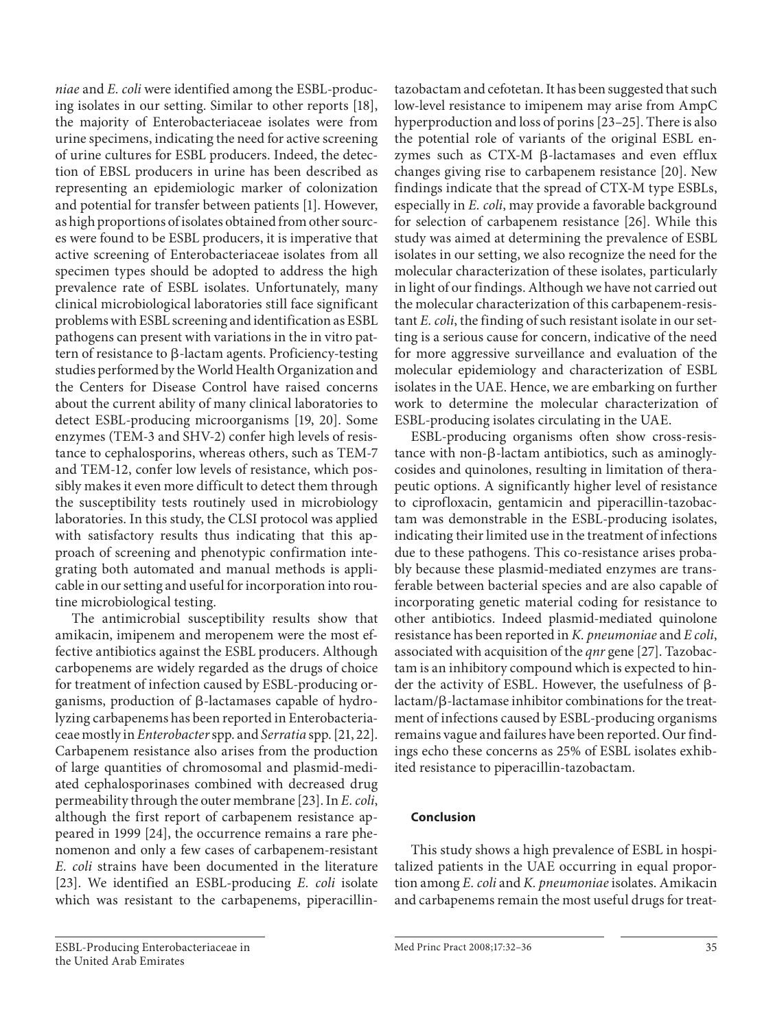*niae* and *E. coli* were identified among the ESBL-producing isolates in our setting. Similar to other reports [18], the majority of Enterobacteriaceae isolates were from urine specimens, indicating the need for active screening of urine cultures for ESBL producers. Indeed, the detection of EBSL producers in urine has been described as representing an epidemiologic marker of colonization and potential for transfer between patients [1]. However, as high proportions of isolates obtained from other sources were found to be ESBL producers, it is imperative that active screening of Enterobacteriaceae isolates from all specimen types should be adopted to address the high prevalence rate of ESBL isolates. Unfortunately, many clinical microbiological laboratories still face significant problems with ESBL screening and identification as ESBL pathogens can present with variations in the in vitro pattern of resistance to β-lactam agents. Proficiency-testing studies performed by the World Health Organization and the Centers for Disease Control have raised concerns about the current ability of many clinical laboratories to detect ESBL-producing microorganisms [19, 20]. Some enzymes (TEM-3 and SHV-2) confer high levels of resistance to cephalosporins, whereas others, such as TEM-7 and TEM-12, confer low levels of resistance, which possibly makes it even more difficult to detect them through the susceptibility tests routinely used in microbiology laboratories. In this study, the CLSI protocol was applied with satisfactory results thus indicating that this approach of screening and phenotypic confirmation integrating both automated and manual methods is applicable in our setting and useful for incorporation into routine microbiological testing.

The antimicrobial susceptibility results show that amikacin, imipenem and meropenem were the most effective antibiotics against the ESBL producers. Although carbopenems are widely regarded as the drugs of choice for treatment of infection caused by ESBL-producing organisms, production of β-lactamases capable of hydrolyzing carbapenems has been reported in Enterobacteriaceae mostly in *Enterobacter* spp. and *Serratia* spp. [21, 22]. Carbapenem resistance also arises from the production of large quantities of chromosomal and plasmid-mediated cephalosporinases combined with decreased drug permeability through the outer membrane [23]. In *E. coli*, although the first report of carbapenem resistance appeared in 1999 [24], the occurrence remains a rare phenomenon and only a few cases of carbapenem-resistant *E. coli* strains have been documented in the literature [23]. We identified an ESBL-producing *E. coli* isolate which was resistant to the carbapenems, piperacillin-tazobactam and cefotetan. It has been suggested that such low-level resistance to imipenem may arise from AmpC hyperproduction and loss of porins [23–25]. There is also the potential role of variants of the original ESBL enzymes such as CTX-M β-lactamases and even efflux changes giving rise to carbapenem resistance [20]. New findings indicate that the spread of CTX-M type ESBLs, especially in *E. coli*, may provide a favorable background for selection of carbapenem resistance [26]. While this study was aimed at determining the prevalence of ESBL isolates in our setting, we also recognize the need for the molecular characterization of these isolates, particularly in light of our findings. Although we have not carried out the molecular characterization of this carbapenem-resistant *E. coli*, the finding of such resistant isolate in our setting is a serious cause for concern, indicative of the need for more aggressive surveillance and evaluation of the molecular epidemiology and characterization of ESBL isolates in the UAE. Hence, we are embarking on further work to determine the molecular characterization of ESBL-producing isolates circulating in the UAE.

ESBL-producing organisms often show cross-resistance with non-β-lactam antibiotics, such as aminoglycosides and quinolones, resulting in limitation of therapeutic options. A significantly higher level of resistance to ciprofloxacin, gentamicin and piperacillin-tazobactam was demonstrable in the ESBL-producing isolates, indicating their limited use in the treatment of infections due to these pathogens. This co-resistance arises probably because these plasmid-mediated enzymes are transferable between bacterial species and are also capable of incorporating genetic material coding for resistance to other antibiotics. Indeed plasmid-mediated quinolone resistance has been reported in *K. pneumoniae* and *E coli*, associated with acquisition of the *qnr* gene [27]. Tazobactam is an inhibitory compound which is expected to hinder the activity of ESBL. However, the usefulness of β-lactam/β-lactamase inhibitor combinations for the treatment of infections caused by ESBL-producing organisms remains vague and failures have been reported. Our findings echo these concerns as 25% of ESBL isolates exhibited resistance to piperacillin-tazobactam.

## Conclusion

This study shows a high prevalence of ESBL in hospitalized patients in the UAE occurring in equal proportion among *E. coli* and *K. pneumoniae* isolates. Amikacin and carbapenems remain the most useful drugs for treat-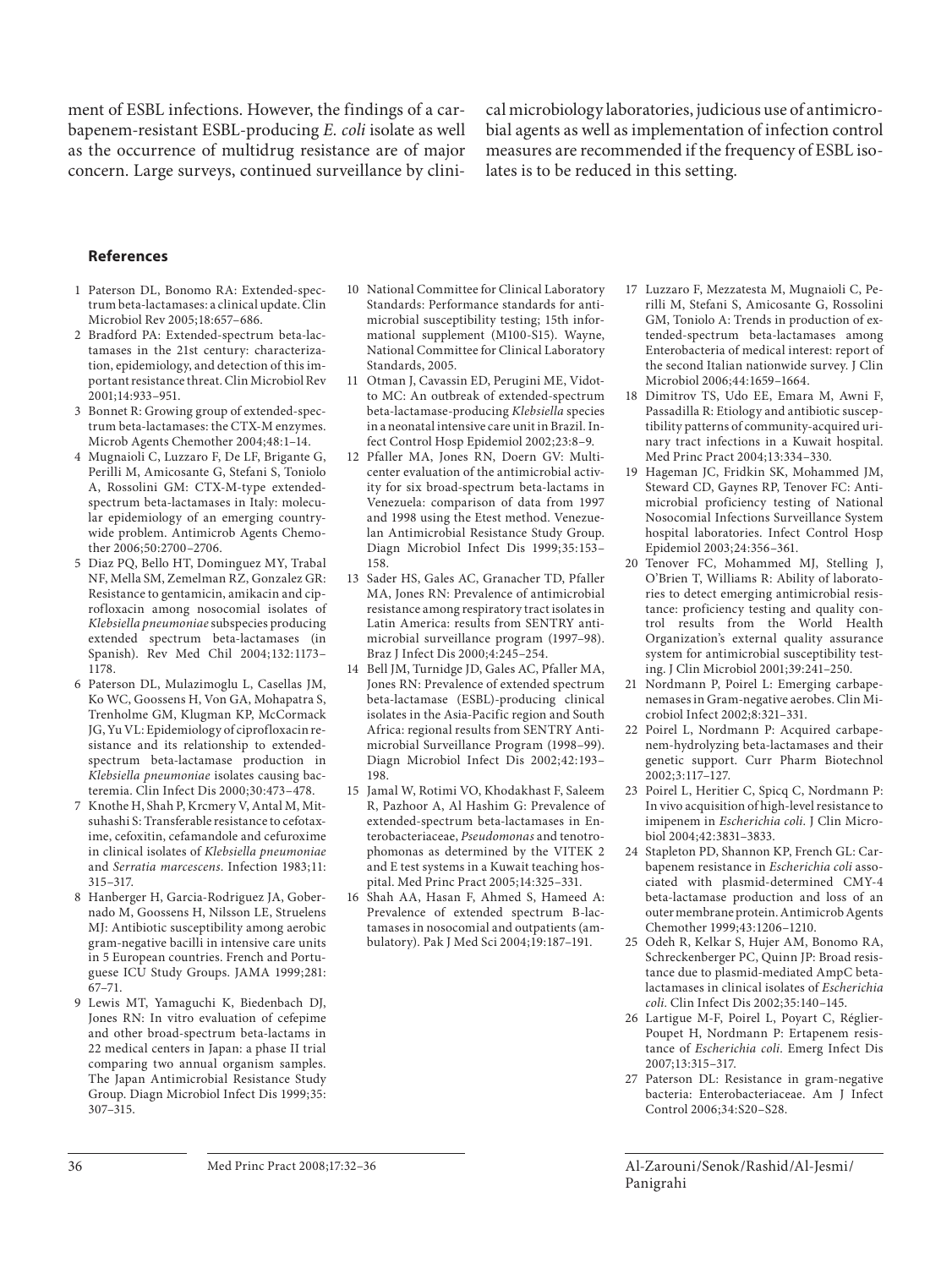ment of ESBL infections. However, the findings of a carbapenem-resistant ESBL-producing *E. coli* isolate as well as the occurrence of multidrug resistance are of major concern. Large surveys, continued surveillance by clinical microbiology laboratories, judicious use of antimicrobial agents as well as implementation of infection control measures are recommended if the frequency of ESBL isolates is to be reduced in this setting.

## References

1. Paterson DL, Bonomo RA: Extended-spectrum beta-lactamases: a clinical update. Clin Microbiol Rev 2005;18:657–686.
2. Bradford PA: Extended-spectrum beta-lactamases in the 21st century: characterization, epidemiology, and detection of this important resistance threat. Clin Microbiol Rev 2001;14:933–951.
3. Bonnet R: Growing group of extended-spectrum beta-lactamases: the CTX-M enzymes. Microb Agents Chemother 2004;48:1–14.
4. Mugnaioli C, Luzzaro F, De LF, Brigante G, Perilli M, Amicosante G, Stefani S, Toniolo A, Rossolini GM: CTX-M-type extended-spectrum beta-lactamases in Italy: molecular epidemiology of an emerging countrywide problem. Antimicrob Agents Chemother 2006;50:2700–2706.
5. Diaz PQ, Bello HT, Dominguez MY, Trabal NF, Mella SM, Zemelman RZ, Gonzalez GR: Resistance to gentamicin, amikacin and ciprofloxacin among nosocomial isolates of *Klebsiella pneumoniae* subspecies producing extended spectrum beta-lactamases (in Spanish). Rev Med Chil 2004;132:1173–1178.
6. Paterson DL, Mulazimoglu L, Casellas JM, Ko WC, Goossens H, Von GA, Mohapatra S, Trenholme GM, Klugman KP, McCormack JG, Yu VL: Epidemiology of ciprofloxacin resistance and its relationship to extended-spectrum beta-lactamase production in *Klebsiella pneumoniae* isolates causing bacteremia. Clin Infect Dis 2000;30:473–478.
7. Knothe H, Shah P, Krcmery V, Antal M, Mitsuhashi S: Transferable resistance to cefotaxime, cefoxitin, cefamandole and cefuroxime in clinical isolates of *Klebsiella pneumoniae* and *Serratia marcescens*. Infection 1983;11:315–317.
8. Hanberger H, Garcia-Rodriguez JA, Gobernado M, Goossens H, Nilsson LE, Struelens MJ: Antibiotic susceptibility among aerobic gram-negative bacilli in intensive care units in 5 European countries. French and Portuguese ICU Study Groups. JAMA 1999;281:67–71.
9. Lewis MT, Yamaguchi K, Biedenbach DJ, Jones RN: In vitro evaluation of cefepime and other broad-spectrum beta-lactams in 22 medical centers in Japan: a phase II trial comparing two annual organism samples. The Japan Antimicrobial Resistance Study Group. Diagn Microbiol Infect Dis 1999;35:307–315.
10. National Committee for Clinical Laboratory Standards: Performance standards for antimicrobial susceptibility testing; 15th informational supplement (M100-S15). Wayne, National Committee for Clinical Laboratory Standards, 2005.
11. Otman J, Cavassin ED, Perugini ME, Vidotto MC: An outbreak of extended-spectrum beta-lactamase-producing *Klebsiella* species in a neonatal intensive care unit in Brazil. Infect Control Hosp Epidemiol 2002;23:8–9.
12. Pfaller MA, Jones RN, Doern GV: Multicenter evaluation of the antimicrobial activity for six broad-spectrum beta-lactams in Venezuela: comparison of data from 1997 and 1998 using the Etest method. Venezuelan Antimicrobial Resistance Study Group. Diagn Microbiol Infect Dis 1999;35:153–158.
13. Sader HS, Gales AC, Granacher TD, Pfaller MA, Jones RN: Prevalence of antimicrobial resistance among respiratory tract isolates in Latin America: results from SENTRY antimicrobial surveillance program (1997–98). Braz J Infect Dis 2000;4:245–254.
14. Bell JM, Turnidge JD, Gales AC, Pfaller MA, Jones RN: Prevalence of extended spectrum beta-lactamase (ESBL)-producing clinical isolates in the Asia-Pacific region and South Africa: regional results from SENTRY Antimicrobial Surveillance Program (1998–99). Diagn Microbiol Infect Dis 2002;42:193–198.
15. Jamal W, Rotimi VO, Khodakhast F, Saleem R, Pazhoor A, Al Hashim G: Prevalence of extended-spectrum beta-lactamases in Enterobacteriaceae, *Pseudomonas* and tenotrophomonas as determined by the VITEK 2 and E test systems in a Kuwait teaching hospital. Med Princ Pract 2005;14:325–331.
16. Shah AA, Hasan F, Ahmed S, Hameed A: Prevalence of extended spectrum B-lactamases in nosocomial and outpatients (ambulatory). Pak J Med Sci 2004;19:187–191.
17. Luzzaro F, Mezzatesta M, Mugnaioli C, Perilli M, Stefani S, Amicosante G, Rossolini GM, Toniolo A: Trends in production of extended-spectrum beta-lactamases among Enterobacteria of medical interest: report of the second Italian nationwide survey. J Clin Microbiol 2006;44:1659–1664.
18. Dimitrov TS, Udo EE, Emara M, Awni F, Passadilla R: Etiology and antibiotic susceptibility patterns of community-acquired urinary tract infections in a Kuwait hospital. Med Princ Pract 2004;13:334–330.
19. Hageman JC, Fridkin SK, Mohammed JM, Steward CD, Gaynes RP, Tenover FC: Antimicrobial proficiency testing of National Nosocomial Infections Surveillance System hospital laboratories. Infect Control Hosp Epidemiol 2003;24:356–361.
20. Tenover FC, Mohammed MJ, Stelling J, O'Brien T, Williams R: Ability of laboratories to detect emerging antimicrobial resistance: proficiency testing and quality control results from the World Health Organization's external quality assurance system for antimicrobial susceptibility testing. J Clin Microbiol 2001;39:241–250.
21. Nordmann P, Poirel L: Emerging carbapenemases in Gram-negative aerobes. Clin Microbiol Infect 2002;8:321–331.
22. Poirel L, Nordmann P: Acquired carbapenem-hydrolyzing beta-lactamases and their genetic support. Curr Pharm Biotechnol 2002;3:117–127.
23. Poirel L, Heritier C, Spicq C, Nordmann P: In vivo acquisition of high-level resistance to imipenem in *Escherichia coli*. J Clin Microbiol 2004;42:3831–3833.
24. Stapleton PD, Shannon KP, French GL: Carbapenem resistance in *Escherichia coli* associated with plasmid-determined CMY-4 beta-lactamase production and loss of an outer membrane protein. Antimicrob Agents Chemother 1999;43:1206–1210.
25. Odeh R, Kelkar S, Hujer AM, Bonomo RA, Schreckenberger PC, Quinn JP: Broad resistance due to plasmid-mediated AmpC beta-lactamases in clinical isolates of *Escherichia coli*. Clin Infect Dis 2002;35:140–145.
26. Lartigue M-F, Poirel L, Poyart C, Réglier-Poupet H, Nordmann P: Ertapenem resistance of *Escherichia coli*. Emerg Infect Dis 2007;13:315–317.
27. Paterson DL: Resistance in gram-negative bacteria: Enterobacteriaceae. Am J Infect Control 2006;34:S20–S28.